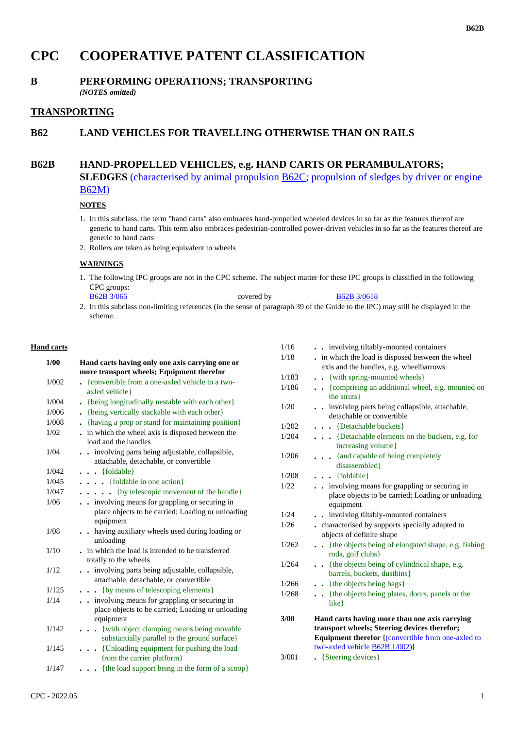# CPC COOPERATIVE PATENT CLASSIFICATION

## B PERFORMING OPERATIONS; TRANSPORTING

*(NOTES omitted)*

## TRANSPORTING

## B62 LAND VEHICLES FOR TRAVELLING OTHERWISE THAN ON RAILS

## B62B HAND-PROPELLED VEHICLES, e.g. HAND CARTS OR PERAMBULATORS; SLEDGES (characterised by animal propulsion B62C; propulsion of sledges by driver or engine B62M)

**NOTES**

1. In this subclass, the term "hand carts" also embraces hand-propelled wheeled devices in so far as the features thereof are generic to hand carts. This term also embraces pedestrian-controlled power-driven vehicles in so far as the features thereof are generic to hand carts
2. Rollers are taken as being equivalent to wheels

**WARNINGS**

1. The following IPC groups are not in the CPC scheme. The subject matter for these IPC groups is classified in the following CPC groups:
   B62B 3/065 covered by B62B 3/0618
2. In this subclass non-limiting references (in the sense of paragraph 39 of the Guide to the IPC) may still be displayed in the scheme.

**Hand carts**

| | |
|---|---|
| **1/00** | **Hand carts having only one axis carrying one or more transport wheels; Equipment therefor** |
| 1/002 | . {convertible from a one-axled vehicle to a two-axled vehicle} |
| 1/004 | . {being longitudinally nestable with each other} |
| 1/006 | . {being vertically stackable with each other} |
| 1/008 | . {having a prop or stand for maintaining position} |
| 1/02 | . in which the wheel axis is disposed between the load and the handles |
| 1/04 | . . involving parts being adjustable, collapsible, attachable, detachable, or convertible |
| 1/042 | . . . {foldable} |
| 1/045 | . . . . {foldable in one action} |
| 1/047 | . . . . . {by telescopic movement of the handle} |
| 1/06 | . . involving means for grappling or securing in place objects to be carried; Loading or unloading equipment |
| 1/08 | . . having auxiliary wheels used during loading or unloading |
| 1/10 | . in which the load is intended to be transferred totally to the wheels |
| 1/12 | . . involving parts being adjustable, collapsible, attachable, detachable, or convertible |
| 1/125 | . . . {by means of telescoping elements} |
| 1/14 | . . involving means for grappling or securing in place objects to be carried; Loading or unloading equipment |
| 1/142 | . . . {with object clamping means being movable substantially parallel to the ground surface} |
| 1/145 | . . . {Unloading equipment for pushing the load from the carrier platform} |
| 1/147 | . . . {the load support being in the form of a scoop} |
| 1/16 | . . involving tiltably-mounted containers |
| 1/18 | . in which the load is disposed between the wheel axis and the handles, e.g. wheelbarrows |
| 1/183 | . . {with spring-mounted wheels} |
| 1/186 | . . {comprising an additional wheel, e.g. mounted on the struts} |
| 1/20 | . . involving parts being collapsible, attachable, detachable or convertible |
| 1/202 | . . . {Detachable buckets} |
| 1/204 | . . . {Detachable elements on the buckets, e.g. for increasing volume} |
| 1/206 | . . . {and capable of being completely disassembled} |
| 1/208 | . . . {foldable} |
| 1/22 | . . involving means for grappling or securing in place objects to be carried; Loading or unloading equipment |
| 1/24 | . . involving tiltably-mounted containers |
| 1/26 | . characterised by supports specially adapted to objects of definite shape |
| 1/262 | . . {the objects being of elongated shape, e.g. fishing rods, golf clubs} |
| 1/264 | . . {the objects being of cylindrical shape, e.g. barrels, buckets, dustbins} |
| 1/266 | . . {the objects being bags} |
| 1/268 | . . {the objects being plates, doors, panels or the like} |
| **3/00** | **Hand carts having more than one axis carrying transport wheels; Steering devices therefor; Equipment therefor {(convertible from one-axled to two-axled vehicle B62B 1/002)}** |
| 3/001 | . {Steering devices} |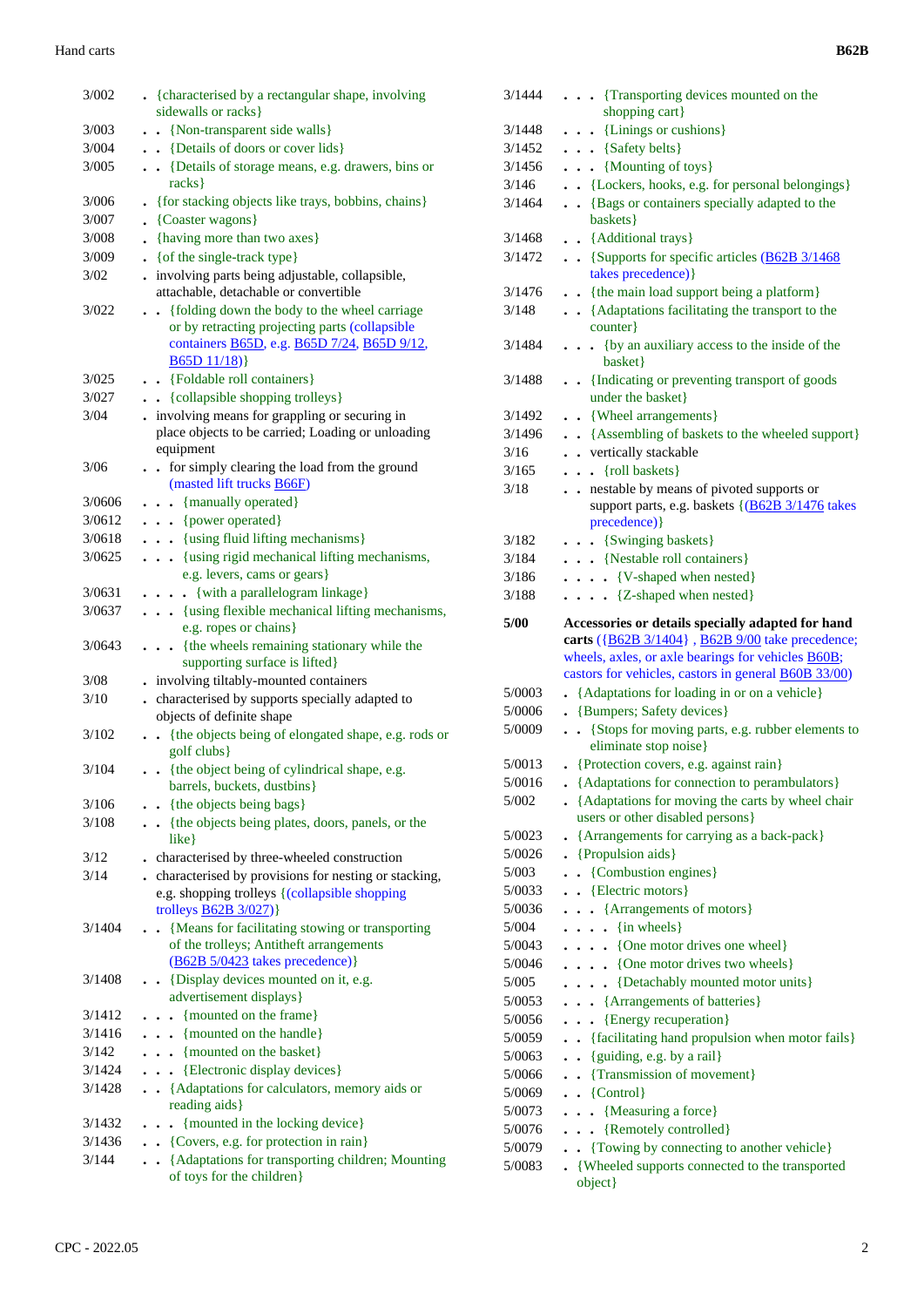| | |
|---|---|
| 3/002 | . {characterised by a rectangular shape, involving sidewalls or racks} |
| 3/003 | . . {Non-transparent side walls} |
| 3/004 | . . {Details of doors or cover lids} |
| 3/005 | . . {Details of storage means, e.g. drawers, bins or racks} |
| 3/006 | . {for stacking objects like trays, bobbins, chains} |
| 3/007 | . {Coaster wagons} |
| 3/008 | . {having more than two axes} |
| 3/009 | . {of the single-track type} |
| 3/02 | . involving parts being adjustable, collapsible, attachable, detachable or convertible |
| 3/022 | . . {folding down the body to the wheel carriage or by retracting projecting parts (collapsible containers B65D, e.g. B65D 7/24, B65D 9/12, B65D 11/18)} |
| 3/025 | . . {Foldable roll containers} |
| 3/027 | . . {collapsible shopping trolleys} |
| 3/04 | . involving means for grappling or securing in place objects to be carried; Loading or unloading equipment |
| 3/06 | . . for simply clearing the load from the ground (masted lift trucks B66F) |
| 3/0606 | . . . {manually operated} |
| 3/0612 | . . . {power operated} |
| 3/0618 | . . . {using fluid lifting mechanisms} |
| 3/0625 | . . . {using rigid mechanical lifting mechanisms, e.g. levers, cams or gears} |
| 3/0631 | . . . . {with a parallelogram linkage} |
| 3/0637 | . . . {using flexible mechanical lifting mechanisms, e.g. ropes or chains} |
| 3/0643 | . . . {the wheels remaining stationary while the supporting surface is lifted} |
| 3/08 | . involving tiltably-mounted containers |
| 3/10 | . characterised by supports specially adapted to objects of definite shape |
| 3/102 | . . {the objects being of elongated shape, e.g. rods or golf clubs} |
| 3/104 | . . {the object being of cylindrical shape, e.g. barrels, buckets, dustbins} |
| 3/106 | . . {the objects being bags} |
| 3/108 | . . {the objects being plates, doors, panels, or the like} |
| 3/12 | . characterised by three-wheeled construction |
| 3/14 | . characterised by provisions for nesting or stacking, e.g. shopping trolleys {(collapsible shopping trolleys B62B 3/027)} |
| 3/1404 | . . {Means for facilitating stowing or transporting of the trolleys; Antitheft arrangements (B62B 5/0423 takes precedence)} |
| 3/1408 | . . {Display devices mounted on it, e.g. advertisement displays} |
| 3/1412 | . . . {mounted on the frame} |
| 3/1416 | . . . {mounted on the handle} |
| 3/142 | . . . {mounted on the basket} |
| 3/1424 | . . . {Electronic display devices} |
| 3/1428 | . . {Adaptations for calculators, memory aids or reading aids} |
| 3/1432 | . . . {mounted in the locking device} |
| 3/1436 | . . {Covers, e.g. for protection in rain} |
| 3/144 | . . {Adaptations for transporting children; Mounting of toys for the children} |
| 3/1444 | . . . {Transporting devices mounted on the shopping cart} |
| 3/1448 | . . . {Linings or cushions} |
| 3/1452 | . . . {Safety belts} |
| 3/1456 | . . . {Mounting of toys} |
| 3/146 | . . {Lockers, hooks, e.g. for personal belongings} |
| 3/1464 | . . {Bags or containers specially adapted to the baskets} |
| 3/1468 | . . {Additional trays} |
| 3/1472 | . . {Supports for specific articles (B62B 3/1468 takes precedence)} |
| 3/1476 | . . {the main load support being a platform} |
| 3/148 | . . {Adaptations facilitating the transport to the counter} |
| 3/1484 | . . . {by an auxiliary access to the inside of the basket} |
| 3/1488 | . . {Indicating or preventing transport of goods under the basket} |
| 3/1492 | . . {Wheel arrangements} |
| 3/1496 | . . {Assembling of baskets to the wheeled support} |
| 3/16 | . . vertically stackable |
| 3/165 | . . . {roll baskets} |
| 3/18 | . . nestable by means of pivoted supports or support parts, e.g. baskets {(B62B 3/1476 takes precedence)} |
| 3/182 | . . . {Swinging baskets} |
| 3/184 | . . . {Nestable roll containers} |
| 3/186 | . . . . {V-shaped when nested} |
| 3/188 | . . . . {Z-shaped when nested} |
| **5/00** | **Accessories or details specially adapted for hand carts** ({B62B 3/1404} , B62B 9/00 take precedence; wheels, axles, or axle bearings for vehicles B60B; castors for vehicles, castors in general B60B 33/00) |
| 5/0003 | . {Adaptations for loading in or on a vehicle} |
| 5/0006 | . {Bumpers; Safety devices} |
| 5/0009 | . . {Stops for moving parts, e.g. rubber elements to eliminate stop noise} |
| 5/0013 | . {Protection covers, e.g. against rain} |
| 5/0016 | . {Adaptations for connection to perambulators} |
| 5/002 | . {Adaptations for moving the carts by wheel chair users or other disabled persons} |
| 5/0023 | . {Arrangements for carrying as a back-pack} |
| 5/0026 | . {Propulsion aids} |
| 5/003 | . . {Combustion engines} |
| 5/0033 | . . {Electric motors} |
| 5/0036 | . . . {Arrangements of motors} |
| 5/004 | . . . . {in wheels} |
| 5/0043 | . . . . {One motor drives one wheel} |
| 5/0046 | . . . . {One motor drives two wheels} |
| 5/005 | . . . . {Detachably mounted motor units} |
| 5/0053 | . . . {Arrangements of batteries} |
| 5/0056 | . . . {Energy recuperation} |
| 5/0059 | . . {facilitating hand propulsion when motor fails} |
| 5/0063 | . . {guiding, e.g. by a rail} |
| 5/0066 | . . {Transmission of movement} |
| 5/0069 | . . {Control} |
| 5/0073 | . . . {Measuring a force} |
| 5/0076 | . . . {Remotely controlled} |
| 5/0079 | . . {Towing by connecting to another vehicle} |
| 5/0083 | . {Wheeled supports connected to the transported object} |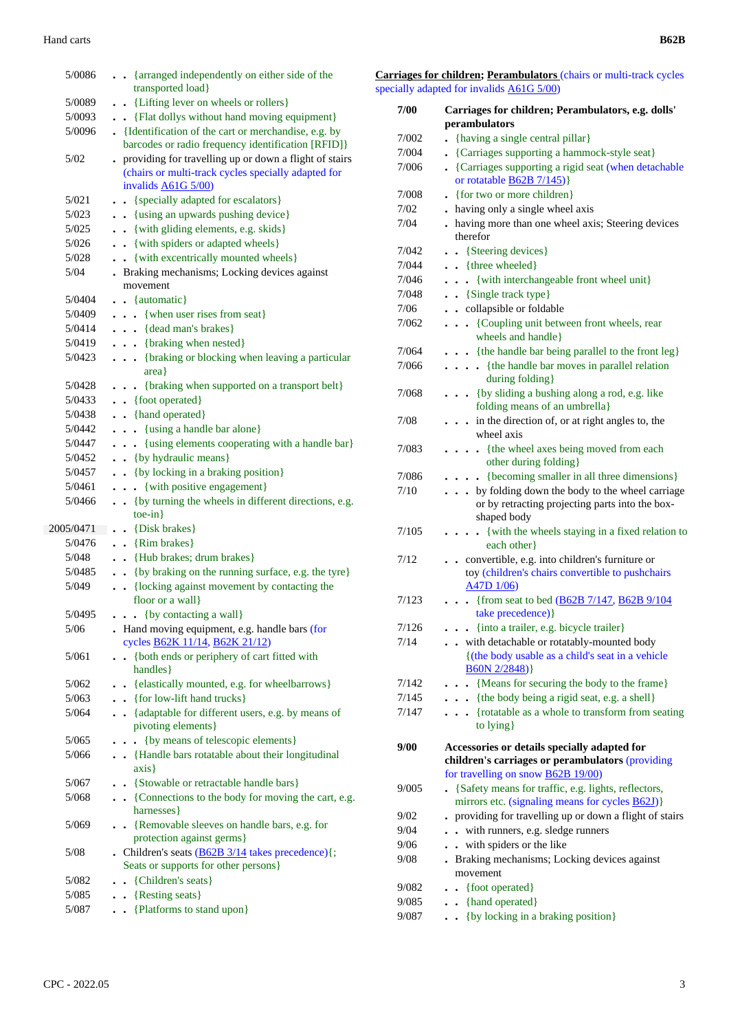| | |
|---|---|
| 5/0086 | . . {arranged independently on either side of the transported load} |
| 5/0089 | . . {Lifting lever on wheels or rollers} |
| 5/0093 | . . {Flat dollys without hand moving equipment} |
| 5/0096 | . {Identification of the cart or merchandise, e.g. by barcodes or radio frequency identification [RFID]} |
| 5/02 | . providing for travelling up or down a flight of stairs (chairs or multi-track cycles specially adapted for invalids A61G 5/00) |
| 5/021 | . . {specially adapted for escalators} |
| 5/023 | . . {using an upwards pushing device} |
| 5/025 | . . {with gliding elements, e.g. skids} |
| 5/026 | . . {with spiders or adapted wheels} |
| 5/028 | . . {with excentrically mounted wheels} |
| 5/04 | . Braking mechanisms; Locking devices against movement |
| 5/0404 | . . {automatic} |
| 5/0409 | . . . {when user rises from seat} |
| 5/0414 | . . . {dead man's brakes} |
| 5/0419 | . . . {braking when nested} |
| 5/0423 | . . . {braking or blocking when leaving a particular area} |
| 5/0428 | . . . {braking when supported on a transport belt} |
| 5/0433 | . . {foot operated} |
| 5/0438 | . . {hand operated} |
| 5/0442 | . . . {using a handle bar alone} |
| 5/0447 | . . . {using elements cooperating with a handle bar} |
| 5/0452 | . . {by hydraulic means} |
| 5/0457 | . . {by locking in a braking position} |
| 5/0461 | . . . {with positive engagement} |
| 5/0466 | . . {by turning the wheels in different directions, e.g. toe-in} |
| 2005/0471 | . . {Disk brakes} |
| 5/0476 | . . {Rim brakes} |
| 5/048 | . . {Hub brakes; drum brakes} |
| 5/0485 | . . {by braking on the running surface, e.g. the tyre} |
| 5/049 | . . {locking against movement by contacting the floor or a wall} |
| 5/0495 | . . . {by contacting a wall} |
| 5/06 | . Hand moving equipment, e.g. handle bars (for cycles B62K 11/14, B62K 21/12) |
| 5/061 | . . {both ends or periphery of cart fitted with handles} |
| 5/062 | . . {elastically mounted, e.g. for wheelbarrows} |
| 5/063 | . . {for low-lift hand trucks} |
| 5/064 | . . {adaptable for different users, e.g. by means of pivoting elements} |
| 5/065 | . . . {by means of telescopic elements} |
| 5/066 | . . {Handle bars rotatable about their longitudinal axis} |
| 5/067 | . . {Stowable or retractable handle bars} |
| 5/068 | . . {Connections to the body for moving the cart, e.g. harnesses} |
| 5/069 | . . {Removable sleeves on handle bars, e.g. for protection against germs} |
| 5/08 | . Children's seats (B62B 3/14 takes precedence){; Seats or supports for other persons} |
| 5/082 | . . {Children's seats} |
| 5/085 | . . {Resting seats} |
| 5/087 | . . {Platforms to stand upon} |

**Carriages for children; Perambulators** (chairs or multi-track cycles specially adapted for invalids A61G 5/00)

| | |
|---|---|
| **7/00** | **Carriages for children; Perambulators, e.g. dolls' perambulators** |
| 7/002 | . {having a single central pillar} |
| 7/004 | . {Carriages supporting a hammock-style seat} |
| 7/006 | . {Carriages supporting a rigid seat (when detachable or rotatable B62B 7/145)} |
| 7/008 | . {for two or more children} |
| 7/02 | . having only a single wheel axis |
| 7/04 | . having more than one wheel axis; Steering devices therefor |
| 7/042 | . . {Steering devices} |
| 7/044 | . . {three wheeled} |
| 7/046 | . . . {with interchangeable front wheel unit} |
| 7/048 | . . {Single track type} |
| 7/06 | . . collapsible or foldable |
| 7/062 | . . . {Coupling unit between front wheels, rear wheels and handle} |
| 7/064 | . . . {the handle bar being parallel to the front leg} |
| 7/066 | . . . . {the handle bar moves in parallel relation during folding} |
| 7/068 | . . . {by sliding a bushing along a rod, e.g. like folding means of an umbrella} |
| 7/08 | . . . in the direction of, or at right angles to, the wheel axis |
| 7/083 | . . . . {the wheel axes being moved from each other during folding} |
| 7/086 | . . . . {becoming smaller in all three dimensions} |
| 7/10 | . . . by folding down the body to the wheel carriage or by retracting projecting parts into the box-shaped body |
| 7/105 | . . . . {with the wheels staying in a fixed relation to each other} |
| 7/12 | . . convertible, e.g. into children's furniture or toy (children's chairs convertible to pushchairs A47D 1/06) |
| 7/123 | . . . {from seat to bed (B62B 7/147, B62B 9/104 take precedence)} |
| 7/126 | . . . {into a trailer, e.g. bicycle trailer} |
| 7/14 | . . with detachable or rotatably-mounted body {(the body usable as a child's seat in a vehicle B60N 2/2848)} |
| 7/142 | . . . {Means for securing the body to the frame} |
| 7/145 | . . . {the body being a rigid seat, e.g. a shell} |
| 7/147 | . . . {rotatable as a whole to transform from seating to lying} |
| **9/00** | **Accessories or details specially adapted for children's carriages or perambulators** (providing for travelling on snow B62B 19/00) |
| 9/005 | . {Safety means for traffic, e.g. lights, reflectors, mirrors etc. (signaling means for cycles B62J)} |
| 9/02 | . providing for travelling up or down a flight of stairs |
| 9/04 | . . with runners, e.g. sledge runners |
| 9/06 | . . with spiders or the like |
| 9/08 | . Braking mechanisms; Locking devices against movement |
| 9/082 | . . {foot operated} |
| 9/085 | . . {hand operated} |
| 9/087 | . . {by locking in a braking position} |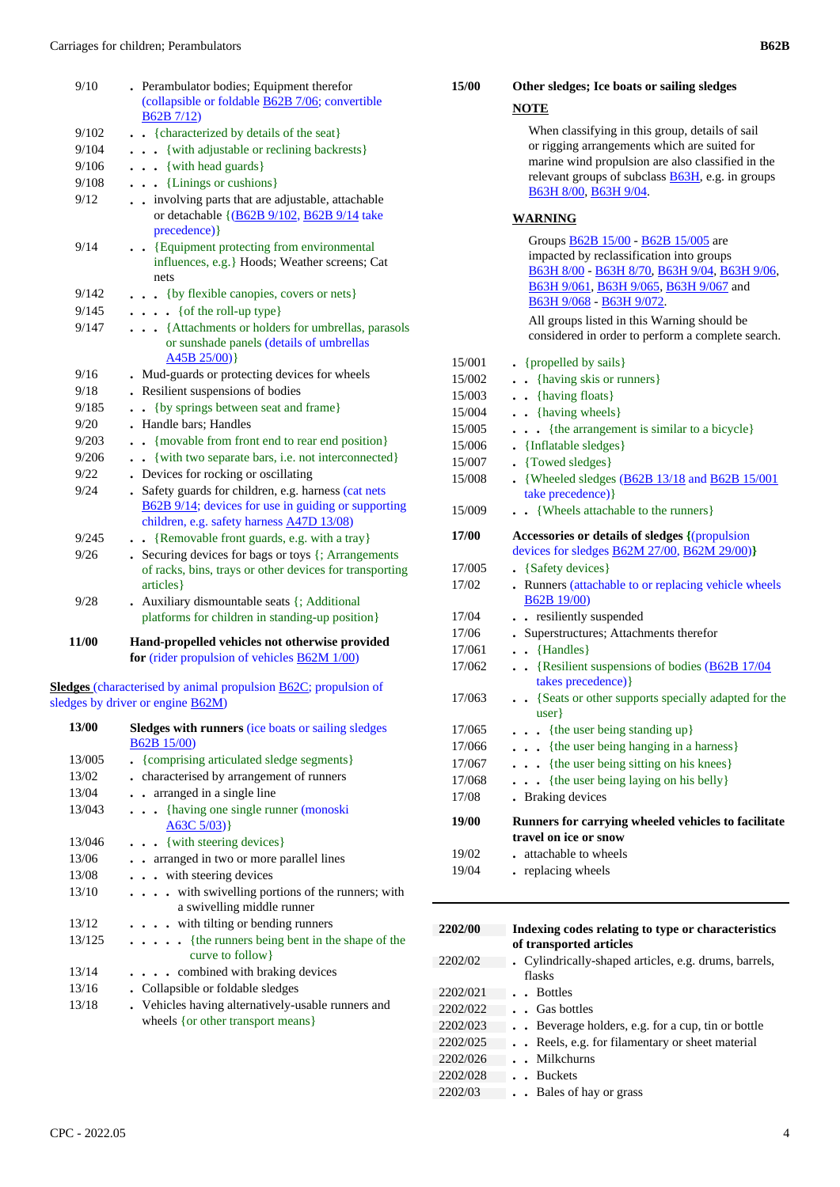| | |
|---|---|
| 9/10 | . Perambulator bodies; Equipment therefor (collapsible or foldable B62B 7/06; convertible B62B 7/12) |
| 9/102 | . . {characterized by details of the seat} |
| 9/104 | . . . {with adjustable or reclining backrests} |
| 9/106 | . . . {with head guards} |
| 9/108 | . . . {Linings or cushions} |
| 9/12 | . . involving parts that are adjustable, attachable or detachable {(B62B 9/102, B62B 9/14 take precedence)} |
| 9/14 | . . {Equipment protecting from environmental influences, e.g.} Hoods; Weather screens; Cat nets |
| 9/142 | . . . {by flexible canopies, covers or nets} |
| 9/145 | . . . . {of the roll-up type} |
| 9/147 | . . . {Attachments or holders for umbrellas, parasols or sunshade panels (details of umbrellas A45B 25/00)} |
| 9/16 | . Mud-guards or protecting devices for wheels |
| 9/18 | . Resilient suspensions of bodies |
| 9/185 | . . {by springs between seat and frame} |
| 9/20 | . Handle bars; Handles |
| 9/203 | . . {movable from front end to rear end position} |
| 9/206 | . . {with two separate bars, i.e. not interconnected} |
| 9/22 | . Devices for rocking or oscillating |
| 9/24 | . Safety guards for children, e.g. harness (cat nets B62B 9/14; devices for use in guiding or supporting children, e.g. safety harness A47D 13/08) |
| 9/245 | . . {Removable front guards, e.g. with a tray} |
| 9/26 | . Securing devices for bags or toys {; Arrangements of racks, bins, trays or other devices for transporting articles} |
| 9/28 | . Auxiliary dismountable seats {; Additional platforms for children in standing-up position} |
| **11/00** | **Hand-propelled vehicles not otherwise provided for** (rider propulsion of vehicles B62M 1/00) |

**Sledges** (characterised by animal propulsion B62C; propulsion of sledges by driver or engine B62M)

| | |
|---|---|
| **13/00** | **Sledges with runners** (ice boats or sailing sledges B62B 15/00) |
| 13/005 | . {comprising articulated sledge segments} |
| 13/02 | . characterised by arrangement of runners |
| 13/04 | . . arranged in a single line |
| 13/043 | . . . {having one single runner (monoski A63C 5/03)} |
| 13/046 | . . . {with steering devices} |
| 13/06 | . . arranged in two or more parallel lines |
| 13/08 | . . . with steering devices |
| 13/10 | . . . . with swivelling portions of the runners; with a swivelling middle runner |
| 13/12 | . . . . with tilting or bending runners |
| 13/125 | . . . . . {the runners being bent in the shape of the curve to follow} |
| 13/14 | . . . . combined with braking devices |
| 13/16 | . Collapsible or foldable sledges |
| 13/18 | . Vehicles having alternatively-usable runners and wheels {or other transport means} |
| **15/00** | **Other sledges; Ice boats or sailing sledges** |

**NOTE**

When classifying in this group, details of sail or rigging arrangements which are suited for marine wind propulsion are also classified in the relevant groups of subclass B63H, e.g. in groups B63H 8/00, B63H 9/04.

**WARNING**

Groups B62B 15/00 - B62B 15/005 are impacted by reclassification into groups B63H 8/00 - B63H 8/70, B63H 9/04, B63H 9/06, B63H 9/061, B63H 9/065, B63H 9/067 and B63H 9/068 - B63H 9/072.

All groups listed in this Warning should be considered in order to perform a complete search.

| | |
|---|---|
| 15/001 | . {propelled by sails} |
| 15/002 | . . {having skis or runners} |
| 15/003 | . . {having floats} |
| 15/004 | . . {having wheels} |
| 15/005 | . . . {the arrangement is similar to a bicycle} |
| 15/006 | . {Inflatable sledges} |
| 15/007 | . {Towed sledges} |
| 15/008 | . {Wheeled sledges (B62B 13/18 and B62B 15/001 take precedence)} |
| 15/009 | . . {Wheels attachable to the runners} |
| **17/00** | **Accessories or details of sledges {(propulsion devices for sledges B62M 27/00, B62M 29/00)}** |
| 17/005 | . {Safety devices} |
| 17/02 | . Runners (attachable to or replacing vehicle wheels B62B 19/00) |
| 17/04 | . . resiliently suspended |
| 17/06 | . Superstructures; Attachments therefor |
| 17/061 | . . {Handles} |
| 17/062 | . . {Resilient suspensions of bodies (B62B 17/04 takes precedence)} |
| 17/063 | . . {Seats or other supports specially adapted for the user} |
| 17/065 | . . . {the user being standing up} |
| 17/066 | . . . {the user being hanging in a harness} |
| 17/067 | . . . {the user being sitting on his knees} |
| 17/068 | . . . {the user being laying on his belly} |
| 17/08 | . Braking devices |
| **19/00** | **Runners for carrying wheeled vehicles to facilitate travel on ice or snow** |
| 19/02 | . attachable to wheels |
| 19/04 | . replacing wheels |

| | |
|---|---|
| **2202/00** | **Indexing codes relating to type or characteristics of transported articles** |
| 2202/02 | . Cylindrically-shaped articles, e.g. drums, barrels, flasks |
| 2202/021 | . . Bottles |
| 2202/022 | . . Gas bottles |
| 2202/023 | . . Beverage holders, e.g. for a cup, tin or bottle |
| 2202/025 | . . Reels, e.g. for filamentary or sheet material |
| 2202/026 | . . Milkchurns |
| 2202/028 | . . Buckets |
| 2202/03 | . . Bales of hay or grass |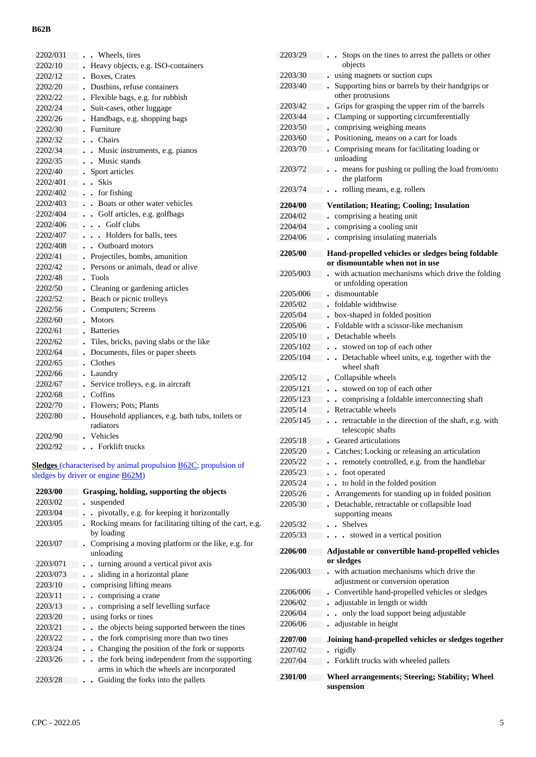| | |
|---|---|
| 2202/031 | . . Wheels, tires |
| 2202/10 | . Heavy objects, e.g. ISO-containers |
| 2202/12 | . Boxes, Crates |
| 2202/20 | . Dustbins, refuse containers |
| 2202/22 | . Flexible bags, e.g. for rubbish |
| 2202/24 | . Suit-cases, other luggage |
| 2202/26 | . Handbags, e.g. shopping bags |
| 2202/30 | . Furniture |
| 2202/32 | . . Chairs |
| 2202/34 | . . Music instruments, e.g. pianos |
| 2202/35 | . . Music stands |
| 2202/40 | . Sport articles |
| 2202/401 | . . Skis |
| 2202/402 | . . for fishing |
| 2202/403 | . . Boats or other water vehicles |
| 2202/404 | . . Golf articles, e.g. golfbags |
| 2202/406 | . . . Golf clubs |
| 2202/407 | . . . Holders for balls, tees |
| 2202/408 | . . Outboard motors |
| 2202/41 | . Projectiles, bombs, amunition |
| 2202/42 | . Persons or animals, dead or alive |
| 2202/48 | . Tools |
| 2202/50 | . Cleaning or gardening articles |
| 2202/52 | . Beach or picnic trolleys |
| 2202/56 | . Computers; Screens |
| 2202/60 | . Motors |
| 2202/61 | . Batteries |
| 2202/62 | . Tiles, bricks, paving slabs or the like |
| 2202/64 | . Documents, files or paper sheets |
| 2202/65 | . Clothes |
| 2202/66 | . Laundry |
| 2202/67 | . Service trolleys, e.g. in aircraft |
| 2202/68 | . Coffins |
| 2202/70 | . Flowers; Pots; Plants |
| 2202/80 | . Household appliances, e.g. bath tubs, toilets or radiators |
| 2202/90 | . Vehicles |
| 2202/92 | . . Forklift trucks |

**Sledges** (characterised by animal propulsion B62C; propulsion of sledges by driver or engine B62M)

| | |
|---|---|
| **2203/00** | **Grasping, holding, supporting the objects** |
| 2203/02 | . suspended |
| 2203/04 | . . pivotally, e.g. for keeping it horizontally |
| 2203/05 | . Rocking means for facilitating tilting of the cart, e.g. by loading |
| 2203/07 | . Comprising a moving platform or the like, e.g. for unloading |
| 2203/071 | . . turning around a vertical pivot axis |
| 2203/073 | . . sliding in a horizontal plane |
| 2203/10 | . comprising lifting means |
| 2203/11 | . . comprising a crane |
| 2203/13 | . . comprising a self levelling surface |
| 2203/20 | . using forks or tines |
| 2203/21 | . . the objects being supported between the tines |
| 2203/22 | . . the fork comprising more than two tines |
| 2203/24 | . . Changing the position of the fork or supports |
| 2203/26 | . . the fork being independent from the supporting arms in which the wheels are incorporated |
| 2203/28 | . . Guiding the forks into the pallets |
| 2203/29 | . . Stops on the tines to arrest the pallets or other objects |
| 2203/30 | . using magnets or suction cups |
| 2203/40 | . Supporting bins or barrels by their handgrips or other protrusions |
| 2203/42 | . Grips for grasping the upper rim of the barrels |
| 2203/44 | . Clamping or supporting circumferentially |
| 2203/50 | . comprising weighing means |
| 2203/60 | . Positioning, means on a cart for loads |
| 2203/70 | . Comprising means for facilitating loading or unloading |
| 2203/72 | . . means for pushing or pulling the load from/onto the platform |
| 2203/74 | . . rolling means, e.g. rollers |
| **2204/00** | **Ventilation; Heating; Cooling; Insulation** |
| 2204/02 | . comprising a heating unit |
| 2204/04 | . comprising a cooling unit |
| 2204/06 | . comprising insulating materials |
| **2205/00** | **Hand-propelled vehicles or sledges being foldable or dismountable when not in use** |
| 2205/003 | . with actuation mechanisms which drive the folding or unfolding operation |
| 2205/006 | . dismountable |
| 2205/02 | . foldable widthwise |
| 2205/04 | . box-shaped in folded position |
| 2205/06 | . Foldable with a scissor-like mechanism |
| 2205/10 | . Detachable wheels |
| 2205/102 | . . stowed on top of each other |
| 2205/104 | . . Detachable wheel units, e.g. together with the wheel shaft |
| 2205/12 | . Collapsible wheels |
| 2205/121 | . . stowed on top of each other |
| 2205/123 | . . comprising a foldable interconnecting shaft |
| 2205/14 | . Retractable wheels |
| 2205/145 | . . retractable in the direction of the shaft, e.g. with telescopic shafts |
| 2205/18 | . Geared articulations |
| 2205/20 | . Catches; Locking or releasing an articulation |
| 2205/22 | . . remotely controlled, e.g. from the handlebar |
| 2205/23 | . . foot operated |
| 2205/24 | . . to hold in the folded position |
| 2205/26 | . Arrangements for standing up in folded position |
| 2205/30 | . Detachable, retractable or collapsible load supporting means |
| 2205/32 | . . Shelves |
| 2205/33 | . . . stowed in a vertical position |
| **2206/00** | **Adjustable or convertible hand-propelled vehicles or sledges** |
| 2206/003 | . with actuation mechanisms which drive the adjustment or conversion operation |
| 2206/006 | . Convertible hand-propelled vehicles or sledges |
| 2206/02 | . adjustable in length or width |
| 2206/04 | . . only the load support being adjustable |
| 2206/06 | . adjustable in height |
| **2207/00** | **Joining hand-propelled vehicles or sledges together** |
| 2207/02 | . rigidly |
| 2207/04 | . Forklift trucks with wheeled pallets |
| **2301/00** | **Wheel arrangements; Steering; Stability; Wheel suspension** |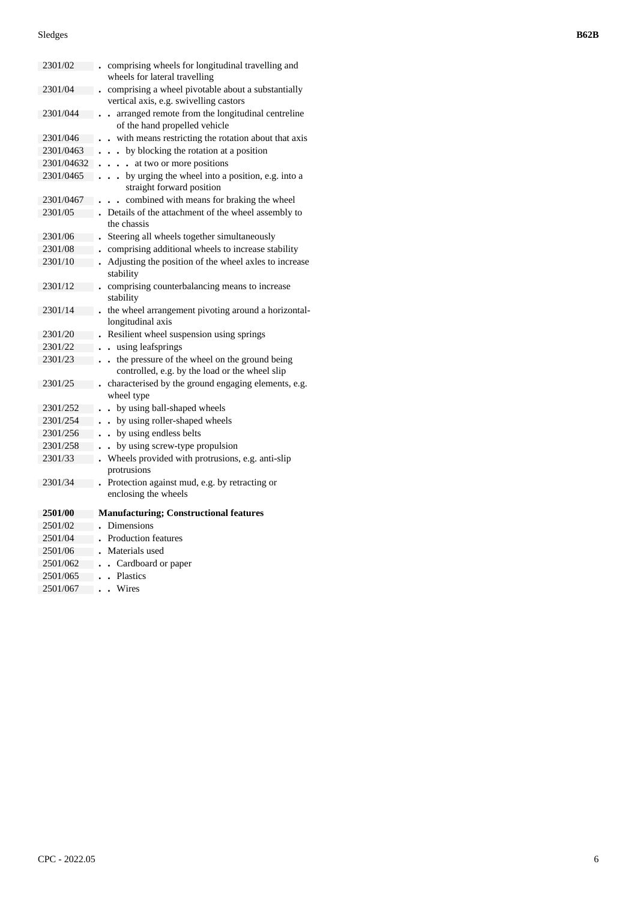| | |
|---|---|
| 2301/02 | . comprising wheels for longitudinal travelling and wheels for lateral travelling |
| 2301/04 | . comprising a wheel pivotable about a substantially vertical axis, e.g. swivelling castors |
| 2301/044 | . . arranged remote from the longitudinal centreline of the hand propelled vehicle |
| 2301/046 | . . with means restricting the rotation about that axis |
| 2301/0463 | . . . by blocking the rotation at a position |
| 2301/04632 | . . . . at two or more positions |
| 2301/0465 | . . . by urging the wheel into a position, e.g. into a straight forward position |
| 2301/0467 | . . . combined with means for braking the wheel |
| 2301/05 | . Details of the attachment of the wheel assembly to the chassis |
| 2301/06 | . Steering all wheels together simultaneously |
| 2301/08 | . comprising additional wheels to increase stability |
| 2301/10 | . Adjusting the position of the wheel axles to increase stability |
| 2301/12 | . comprising counterbalancing means to increase stability |
| 2301/14 | . the wheel arrangement pivoting around a horizontal-longitudinal axis |
| 2301/20 | . Resilient wheel suspension using springs |
| 2301/22 | . . using leafsprings |
| 2301/23 | . . the pressure of the wheel on the ground being controlled, e.g. by the load or the wheel slip |
| 2301/25 | . characterised by the ground engaging elements, e.g. wheel type |
| 2301/252 | . . by using ball-shaped wheels |
| 2301/254 | . . by using roller-shaped wheels |
| 2301/256 | . . by using endless belts |
| 2301/258 | . . by using screw-type propulsion |
| 2301/33 | . Wheels provided with protrusions, e.g. anti-slip protrusions |
| 2301/34 | . Protection against mud, e.g. by retracting or enclosing the wheels |
| **2501/00** | **Manufacturing; Constructional features** |
| 2501/02 | . Dimensions |
| 2501/04 | . Production features |
| 2501/06 | . Materials used |
| 2501/062 | . . Cardboard or paper |
| 2501/065 | . . Plastics |
| 2501/067 | . . Wires |